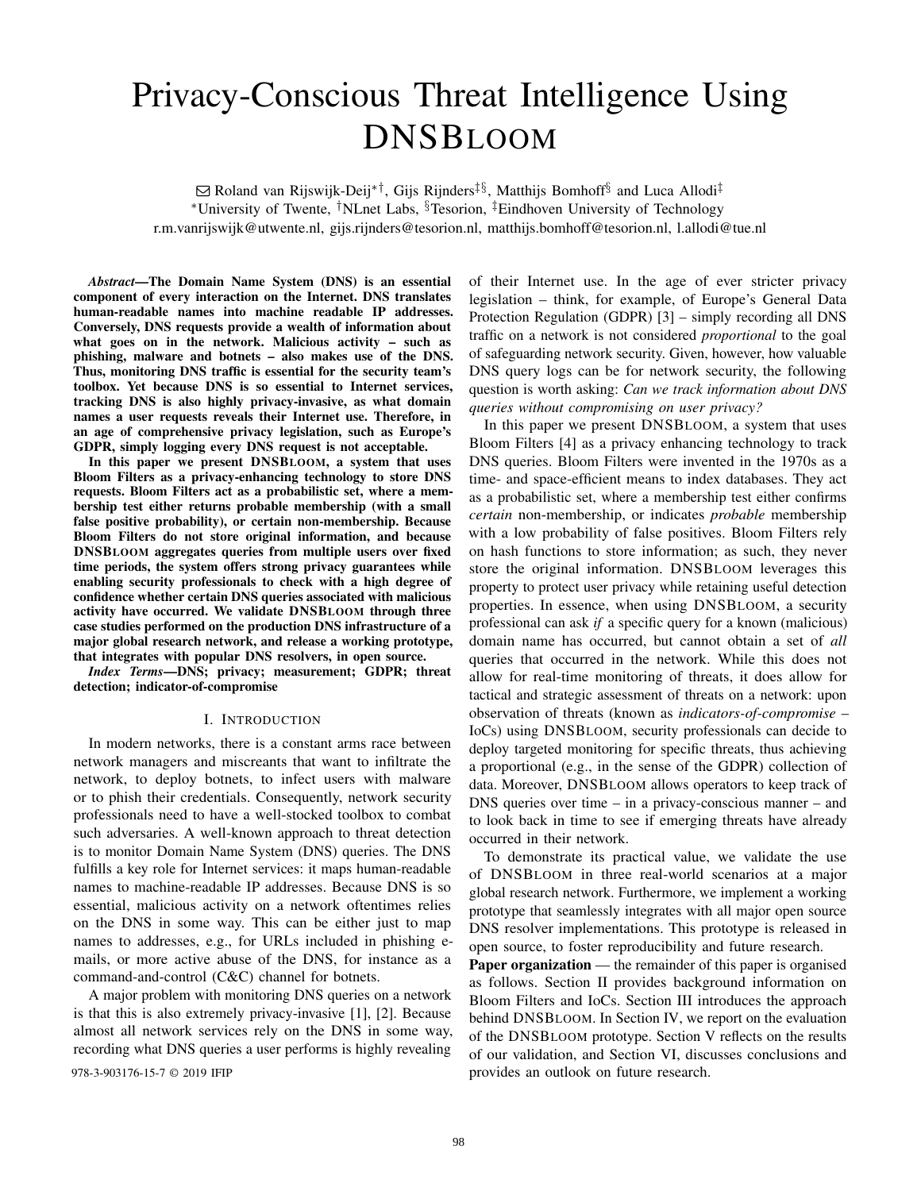# Privacy-Conscious Threat Intelligence Using DNSBLOOM

✉ Roland van Rijswijk-Deij[*†], Gijs Rijnders[‡§], Matthijs Bomhoff[§] and Luca Allodi[‡]

[*]University of Twente, [†]NLnet Labs, [§]Tesorion, [‡]Eindhoven University of Technology

r.m.vanrijswijk@utwente.nl, gijs.rijnders@tesorion.nl, matthijs.bomhoff@tesorion.nl, l.allodi@tue.nl

***Abstract*—The Domain Name System (DNS) is an essential component of every interaction on the Internet. DNS translates human-readable names into machine readable IP addresses. Conversely, DNS requests provide a wealth of information about what goes on in the network. Malicious activity – such as phishing, malware and botnets – also makes use of the DNS. Thus, monitoring DNS traffic is essential for the security team's toolbox. Yet because DNS is so essential to Internet services, tracking DNS is also highly privacy-invasive, as what domain names a user requests reveals their Internet use. Therefore, in an age of comprehensive privacy legislation, such as Europe's GDPR, simply logging every DNS request is not acceptable.**

**In this paper we present DNSBLOOM, a system that uses Bloom Filters as a privacy-enhancing technology to store DNS requests. Bloom Filters act as a probabilistic set, where a membership test either returns probable membership (with a small false positive probability), or certain non-membership. Because Bloom Filters do not store original information, and because DNSBLOOM aggregates queries from multiple users over fixed time periods, the system offers strong privacy guarantees while enabling security professionals to check with a high degree of confidence whether certain DNS queries associated with malicious activity have occurred. We validate DNSBLOOM through three case studies performed on the production DNS infrastructure of a major global research network, and release a working prototype, that integrates with popular DNS resolvers, in open source.**

***Index Terms*—DNS; privacy; measurement; GDPR; threat detection; indicator-of-compromise**

## I. Introduction

In modern networks, there is a constant arms race between network managers and miscreants that want to infiltrate the network, to deploy botnets, to infect users with malware or to phish their credentials. Consequently, network security professionals need to have a well-stocked toolbox to combat such adversaries. A well-known approach to threat detection is to monitor Domain Name System (DNS) queries. The DNS fulfills a key role for Internet services: it maps human-readable names to machine-readable IP addresses. Because DNS is so essential, malicious activity on a network oftentimes relies on the DNS in some way. This can be either just to map names to addresses, e.g., for URLs included in phishing e-mails, or more active abuse of the DNS, for instance as a command-and-control (C&C) channel for botnets.

A major problem with monitoring DNS queries on a network is that this is also extremely privacy-invasive [1], [2]. Because almost all network services rely on the DNS in some way, recording what DNS queries a user performs is highly revealing of their Internet use. In the age of ever stricter privacy legislation – think, for example, of Europe's General Data Protection Regulation (GDPR) [3] – simply recording all DNS traffic on a network is not considered *proportional* to the goal of safeguarding network security. Given, however, how valuable DNS query logs can be for network security, the following question is worth asking: *Can we track information about DNS queries without compromising on user privacy?*

In this paper we present DNSBLOOM, a system that uses Bloom Filters [4] as a privacy enhancing technology to track DNS queries. Bloom Filters were invented in the 1970s as a time- and space-efficient means to index databases. They act as a probabilistic set, where a membership test either confirms *certain* non-membership, or indicates *probable* membership with a low probability of false positives. Bloom Filters rely on hash functions to store information; as such, they never store the original information. DNSBLOOM leverages this property to protect user privacy while retaining useful detection properties. In essence, when using DNSBLOOM, a security professional can ask *if* a specific query for a known (malicious) domain name has occurred, but cannot obtain a set of *all* queries that occurred in the network. While this does not allow for real-time monitoring of threats, it does allow for tactical and strategic assessment of threats on a network: upon observation of threats (known as *indicators-of-compromise* – IoCs) using DNSBLOOM, security professionals can decide to deploy targeted monitoring for specific threats, thus achieving a proportional (e.g., in the sense of the GDPR) collection of data. Moreover, DNSBLOOM allows operators to keep track of DNS queries over time – in a privacy-conscious manner – and to look back in time to see if emerging threats have already occurred in their network.

To demonstrate its practical value, we validate the use of DNSBLOOM in three real-world scenarios at a major global research network. Furthermore, we implement a working prototype that seamlessly integrates with all major open source DNS resolver implementations. This prototype is released in open source, to foster reproducibility and future research.

**Paper organization** — the remainder of this paper is organised as follows. Section II provides background information on Bloom Filters and IoCs. Section III introduces the approach behind DNSBLOOM. In Section IV, we report on the evaluation of the DNSBLOOM prototype. Section V reflects on the results of our validation, and Section VI, discusses conclusions and provides an outlook on future research.

978-3-903176-15-7 © 2019 IFIP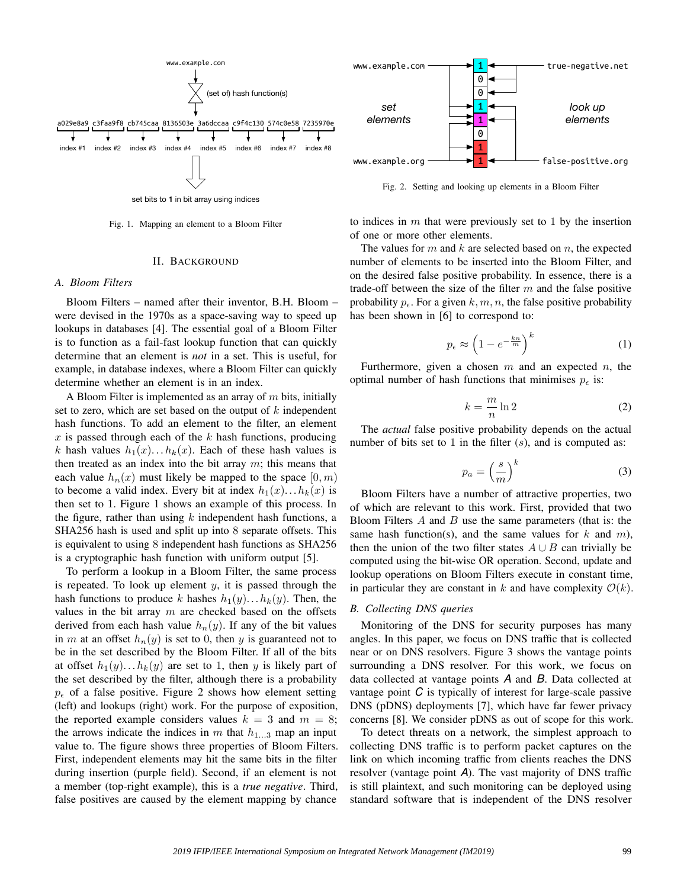Fig. 1. Mapping an element to a Bloom Filter

Fig. 2. Setting and looking up elements in a Bloom Filter

## II. Background

### A. Bloom Filters

Bloom Filters – named after their inventor, B.H. Bloom – were devised in the 1970s as a space-saving way to speed up lookups in databases [4]. The essential goal of a Bloom Filter is to function as a fail-fast lookup function that can quickly determine that an element is *not* in a set. This is useful, for example, in database indexes, where a Bloom Filter can quickly determine whether an element is in an index.

A Bloom Filter is implemented as an array of $m$ bits, initially set to zero, which are set based on the output of $k$ independent hash functions. To add an element to the filter, an element $x$ is passed through each of the $k$ hash functions, producing $k$ hash values $h_1(x) \ldots h_k(x)$. Each of these hash values is then treated as an index into the bit array $m$; this means that each value $h_n(x)$ must likely be mapped to the space $[0, m)$ to become a valid index. Every bit at index $h_1(x) \ldots h_k(x)$ is then set to 1. Figure 1 shows an example of this process. In the figure, rather than using $k$ independent hash functions, a SHA256 hash is used and split up into 8 separate offsets. This is equivalent to using 8 independent hash functions as SHA256 is a cryptographic hash function with uniform output [5].

To perform a lookup in a Bloom Filter, the same process is repeated. To look up element $y$, it is passed through the hash functions to produce $k$ hashes $h_1(y) \ldots h_k(y)$. Then, the values in the bit array $m$ are checked based on the offsets derived from each hash value $h_n(y)$. If any of the bit values in $m$ at an offset $h_n(y)$ is set to 0, then $y$ is guaranteed not to be in the set described by the Bloom Filter. If all of the bits at offset $h_1(y) \ldots h_k(y)$ are set to 1, then $y$ is likely part of the set described by the filter, although there is a probability $p_\epsilon$ of a false positive. Figure 2 shows how element setting (left) and lookups (right) work. For the purpose of exposition, the reported example considers values $k = 3$ and $m = 8$; the arrows indicate the indices in $m$ that $h_{1 \ldots 3}$ map an input value to. The figure shows three properties of Bloom Filters. First, independent elements may hit the same bits in the filter during insertion (purple field). Second, if an element is not a member (top-right example), this is a *true negative*. Third, false positives are caused by the element mapping by chance to indices in $m$ that were previously set to 1 by the insertion of one or more other elements.

The values for $m$ and $k$ are selected based on $n$, the expected number of elements to be inserted into the Bloom Filter, and on the desired false positive probability. In essence, there is a trade-off between the size of the filter $m$ and the false positive probability $p_\epsilon$. For a given $k, m, n$, the false positive probability has been shown in [6] to correspond to:

$$p_\epsilon \approx \left(1 - e^{-\frac{kn}{m}}\right)^k \tag{1}$$

Furthermore, given a chosen $m$ and an expected $n$, the optimal number of hash functions that minimises $p_\epsilon$ is:

$$k = \frac{m}{n} \ln 2 \tag{2}$$

The *actual* false positive probability depends on the actual number of bits set to 1 in the filter ($s$), and is computed as:

$$p_a = \left(\frac{s}{m}\right)^k \tag{3}$$

Bloom Filters have a number of attractive properties, two of which are relevant to this work. First, provided that two Bloom Filters $A$ and $B$ use the same parameters (that is: the same hash function(s), and the same values for $k$ and $m$), then the union of the two filter states $A \cup B$ can trivially be computed using the bit-wise OR operation. Second, update and lookup operations on Bloom Filters execute in constant time, in particular they are constant in $k$ and have complexity $\mathcal{O}(k)$.

### B. Collecting DNS queries

Monitoring of the DNS for security purposes has many angles. In this paper, we focus on DNS traffic that is collected near or on DNS resolvers. Figure 3 shows the vantage points surrounding a DNS resolver. For this work, we focus on data collected at vantage points *A* and *B*. Data collected at vantage point *C* is typically of interest for large-scale passive DNS (pDNS) deployments [7], which have far fewer privacy concerns [8]. We consider pDNS as out of scope for this work.

To detect threats on a network, the simplest approach to collecting DNS traffic is to perform packet captures on the link on which incoming traffic from clients reaches the DNS resolver (vantage point *A*). The vast majority of DNS traffic is still plaintext, and such monitoring can be deployed using standard software that is independent of the DNS resolver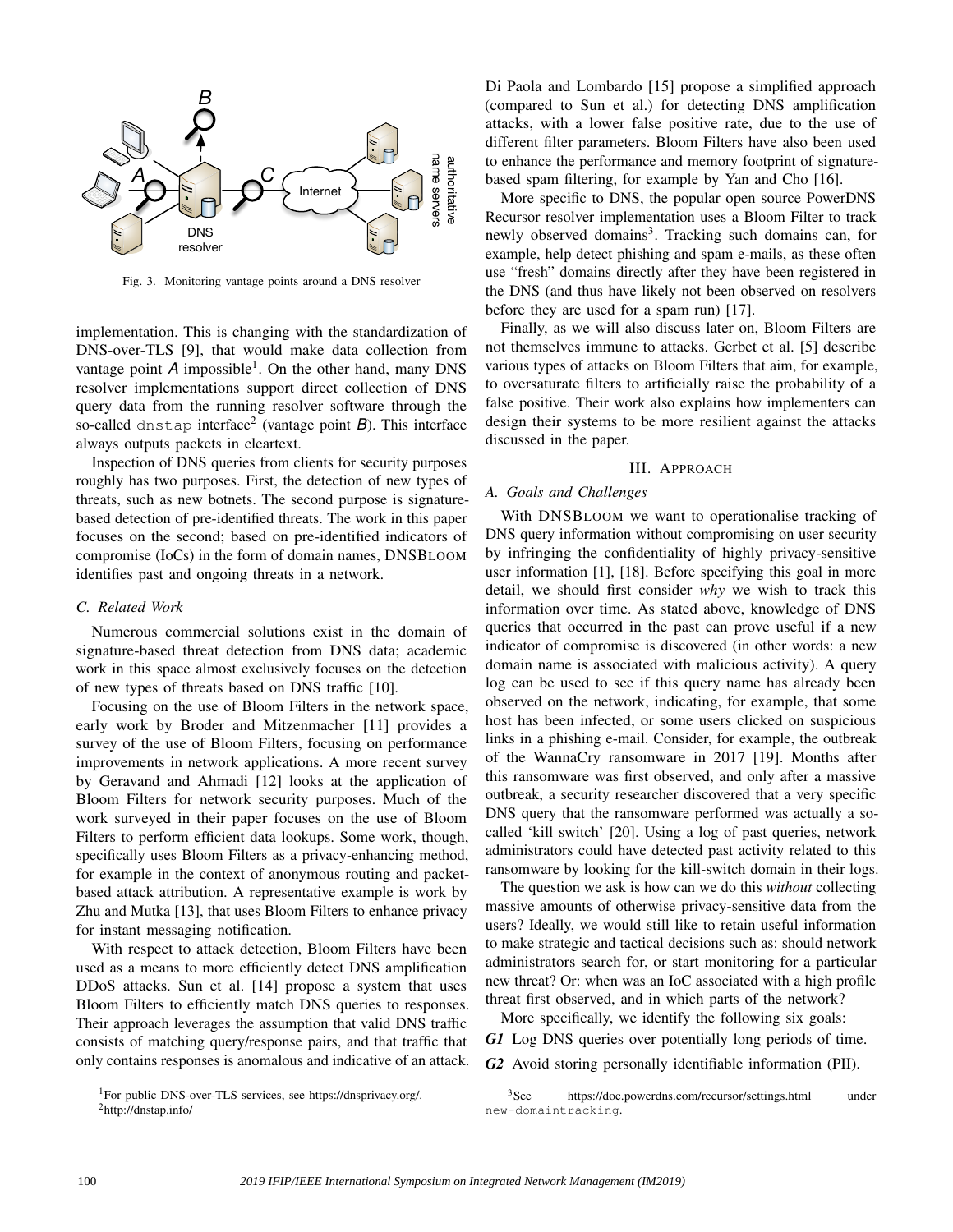Fig. 3. Monitoring vantage points around a DNS resolver

implementation. This is changing with the standardization of DNS-over-TLS [9], that would make data collection from vantage point *A* impossible[1]. On the other hand, many DNS resolver implementations support direct collection of DNS query data from the running resolver software through the so-called `dnstap` interface[2] (vantage point *B*). This interface always outputs packets in cleartext.

Inspection of DNS queries from clients for security purposes roughly has two purposes. First, the detection of new types of threats, such as new botnets. The second purpose is signature-based detection of pre-identified threats. The work in this paper focuses on the second; based on pre-identified indicators of compromise (IoCs) in the form of domain names, DNSBLOOM identifies past and ongoing threats in a network.

### C. Related Work

Numerous commercial solutions exist in the domain of signature-based threat detection from DNS data; academic work in this space almost exclusively focuses on the detection of new types of threats based on DNS traffic [10].

Focusing on the use of Bloom Filters in the network space, early work by Broder and Mitzenmacher [11] provides a survey of the use of Bloom Filters, focusing on performance improvements in network applications. A more recent survey by Geravand and Ahmadi [12] looks at the application of Bloom Filters for network security purposes. Much of the work surveyed in their paper focuses on the use of Bloom Filters to perform efficient data lookups. Some work, though, specifically uses Bloom Filters as a privacy-enhancing method, for example in the context of anonymous routing and packet-based attack attribution. A representative example is work by Zhu and Mutka [13], that uses Bloom Filters to enhance privacy for instant messaging notification.

With respect to attack detection, Bloom Filters have been used as a means to more efficiently detect DNS amplification DDoS attacks. Sun et al. [14] propose a system that uses Bloom Filters to efficiently match DNS queries to responses. Their approach leverages the assumption that valid DNS traffic consists of matching query/response pairs, and that traffic that only contains responses is anomalous and indicative of an attack.

[1]For public DNS-over-TLS services, see https://dnsprivacy.org/.
[2]http://dnstap.info/

Di Paola and Lombardo [15] propose a simplified approach (compared to Sun et al.) for detecting DNS amplification attacks, with a lower false positive rate, due to the use of different filter parameters. Bloom Filters have also been used to enhance the performance and memory footprint of signature-based spam filtering, for example by Yan and Cho [16].

More specific to DNS, the popular open source PowerDNS Recursor resolver implementation uses a Bloom Filter to track newly observed domains[3]. Tracking such domains can, for example, help detect phishing and spam e-mails, as these often use "fresh" domains directly after they have been registered in the DNS (and thus have likely not been observed on resolvers before they are used for a spam run) [17].

Finally, as we will also discuss later on, Bloom Filters are not themselves immune to attacks. Gerbet et al. [5] describe various types of attacks on Bloom Filters that aim, for example, to oversaturate filters to artificially raise the probability of a false positive. Their work also explains how implementers can design their systems to be more resilient against the attacks discussed in the paper.

## III. Approach

### A. Goals and Challenges

With DNSBLOOM we want to operationalise tracking of DNS query information without compromising on user security by infringing the confidentiality of highly privacy-sensitive user information [1], [18]. Before specifying this goal in more detail, we should first consider *why* we wish to track this information over time. As stated above, knowledge of DNS queries that occurred in the past can prove useful if a new indicator of compromise is discovered (in other words: a new domain name is associated with malicious activity). A query log can be used to see if this query name has already been observed on the network, indicating, for example, that some host has been infected, or some users clicked on suspicious links in a phishing e-mail. Consider, for example, the outbreak of the WannaCry ransomware in 2017 [19]. Months after this ransomware was first observed, and only after a massive outbreak, a security researcher discovered that a very specific DNS query that the ransomware performed was actually a so-called 'kill switch' [20]. Using a log of past queries, network administrators could have detected past activity related to this ransomware by looking for the kill-switch domain in their logs.

The question we ask is how can we do this *without* collecting massive amounts of otherwise privacy-sensitive data from the users? Ideally, we would still like to retain useful information to make strategic and tactical decisions such as: should network administrators search for, or start monitoring for a particular new threat? Or: when was an IoC associated with a high profile threat first observed, and in which parts of the network?

More specifically, we identify the following six goals:

***G1*** Log DNS queries over potentially long periods of time.

***G2*** Avoid storing personally identifiable information (PII).

[3]See https://doc.powerdns.com/recursor/settings.html under `new-domaintracking`.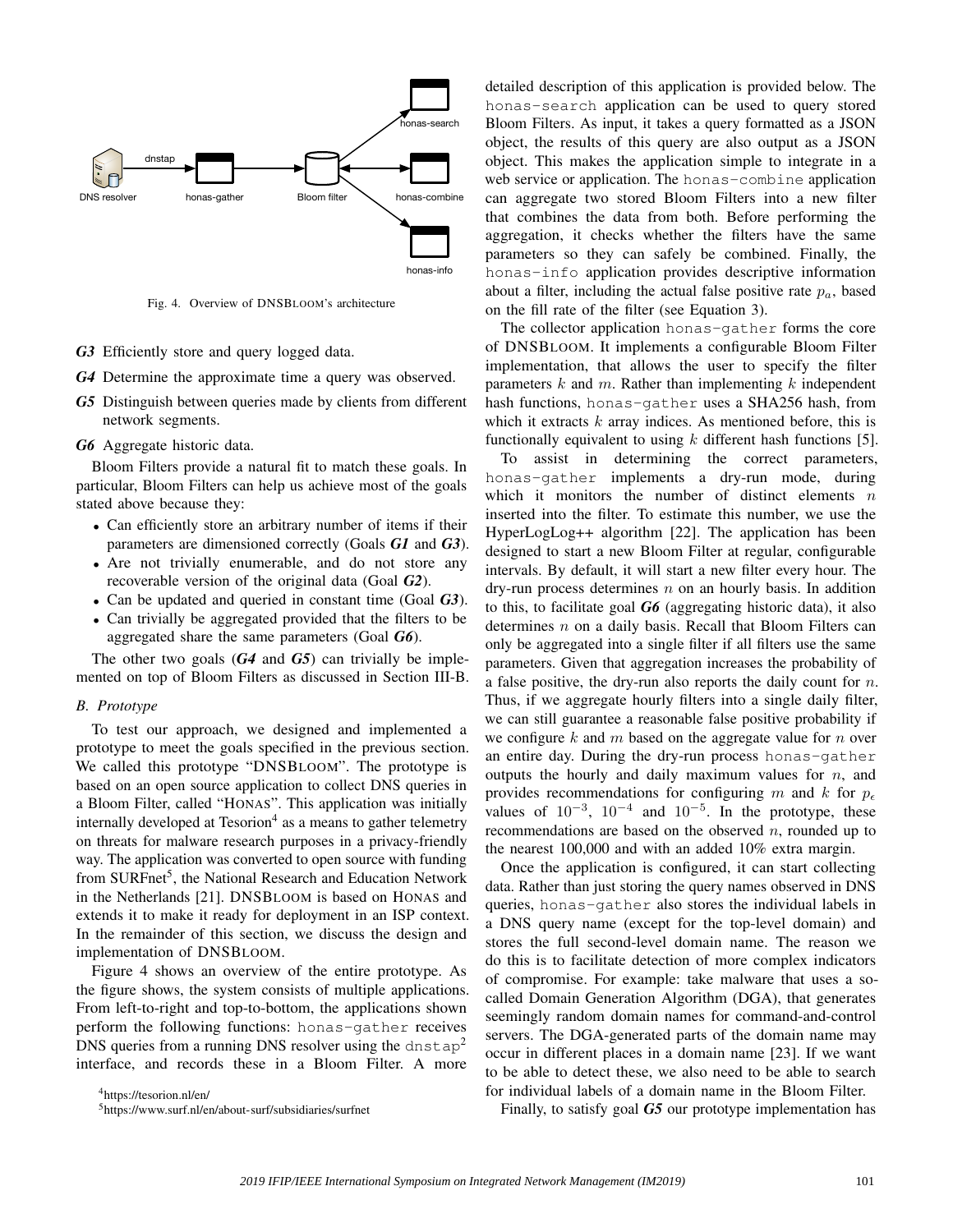Fig. 4. Overview of DNSBLOOM's architecture

***G3*** Efficiently store and query logged data.

***G4*** Determine the approximate time a query was observed.

***G5*** Distinguish between queries made by clients from different network segments.

***G6*** Aggregate historic data.

Bloom Filters provide a natural fit to match these goals. In particular, Bloom Filters can help us achieve most of the goals stated above because they:

- Can efficiently store an arbitrary number of items if their parameters are dimensioned correctly (Goals ***G1*** and ***G3***).
- Are not trivially enumerable, and do not store any recoverable version of the original data (Goal ***G2***).
- Can be updated and queried in constant time (Goal ***G3***).
- Can trivially be aggregated provided that the filters to be aggregated share the same parameters (Goal ***G6***).

The other two goals (***G4*** and ***G5***) can trivially be implemented on top of Bloom Filters as discussed in Section III-B.

### *B. Prototype*

To test our approach, we designed and implemented a prototype to meet the goals specified in the previous section. We called this prototype "DNSBLOOM". The prototype is based on an open source application to collect DNS queries in a Bloom Filter, called "HONAS". This application was initially internally developed at Tesorion[4] as a means to gather telemetry on threats for malware research purposes in a privacy-friendly way. The application was converted to open source with funding from SURFnet[5], the National Research and Education Network in the Netherlands [21]. DNSBLOOM is based on HONAS and extends it to make it ready for deployment in an ISP context. In the remainder of this section, we discuss the design and implementation of DNSBLOOM.

Figure 4 shows an overview of the entire prototype. As the figure shows, the system consists of multiple applications. From left-to-right and top-to-bottom, the applications shown perform the following functions: `honas-gather` receives DNS queries from a running DNS resolver using the `dnstap`[2] interface, and records these in a Bloom Filter. A more detailed description of this application is provided below. The `honas-search` application can be used to query stored Bloom Filters. As input, it takes a query formatted as a JSON object, the results of this query are also output as a JSON object. This makes the application simple to integrate in a web service or application. The `honas-combine` application can aggregate two stored Bloom Filters into a new filter that combines the data from both. Before performing the aggregation, it checks whether the filters have the same parameters so they can safely be combined. Finally, the `honas-info` application provides descriptive information about a filter, including the actual false positive rate $p_a$, based on the fill rate of the filter (see Equation 3).

The collector application `honas-gather` forms the core of DNSBLOOM. It implements a configurable Bloom Filter implementation, that allows the user to specify the filter parameters $k$ and $m$. Rather than implementing $k$ independent hash functions, `honas-gather` uses a SHA256 hash, from which it extracts $k$ array indices. As mentioned before, this is functionally equivalent to using $k$ different hash functions [5].

To assist in determining the correct parameters, `honas-gather` implements a dry-run mode, during which it monitors the number of distinct elements $n$ inserted into the filter. To estimate this number, we use the HyperLogLog++ algorithm [22]. The application has been designed to start a new Bloom Filter at regular, configurable intervals. By default, it will start a new filter every hour. The dry-run process determines $n$ on an hourly basis. In addition to this, to facilitate goal ***G6*** (aggregating historic data), it also determines $n$ on a daily basis. Recall that Bloom Filters can only be aggregated into a single filter if all filters use the same parameters. Given that aggregation increases the probability of a false positive, the dry-run also reports the daily count for $n$. Thus, if we aggregate hourly filters into a single daily filter, we can still guarantee a reasonable false positive probability if we configure $k$ and $m$ based on the aggregate value for $n$ over an entire day. During the dry-run process `honas-gather` outputs the hourly and daily maximum values for $n$, and provides recommendations for configuring $m$ and $k$ for $p_\epsilon$ values of $10^{-3}$, $10^{-4}$ and $10^{-5}$. In the prototype, these recommendations are based on the observed $n$, rounded up to the nearest 100,000 and with an added 10% extra margin.

Once the application is configured, it can start collecting data. Rather than just storing the query names observed in DNS queries, `honas-gather` also stores the individual labels in a DNS query name (except for the top-level domain) and stores the full second-level domain name. The reason we do this is to facilitate detection of more complex indicators of compromise. For example: take malware that uses a so-called Domain Generation Algorithm (DGA), that generates seemingly random domain names for command-and-control servers. The DGA-generated parts of the domain name may occur in different places in a domain name [23]. If we want to be able to detect these, we also need to be able to search for individual labels of a domain name in the Bloom Filter.

Finally, to satisfy goal ***G5*** our prototype implementation has

[4]https://tesorion.nl/en/

[5]https://www.surf.nl/en/about-surf/subsidiaries/surfnet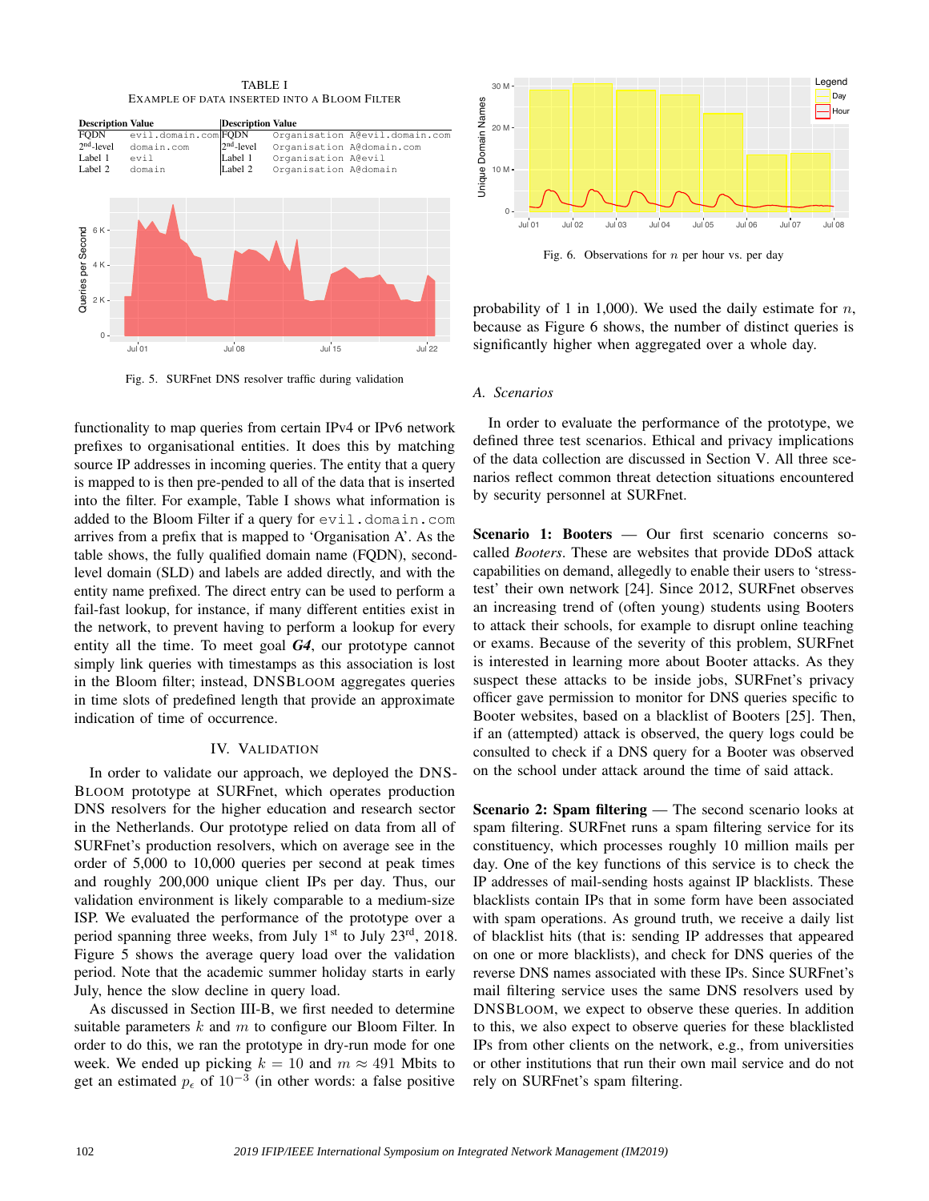TABLE I
EXAMPLE OF DATA INSERTED INTO A BLOOM FILTER

| Description | Value | Description | Value |
|---|---|---|---|
| FQDN | `evil.domain.com` | FQDN | `Organisation A@evil.domain.com` |
| 2nd-level | `domain.com` | 2nd-level | `Organisation A@domain.com` |
| Label 1 | `evil` | Label 1 | `Organisation A@evil` |
| Label 2 | `domain` | Label 2 | `Organisation A@domain` |

Fig. 5. SURFnet DNS resolver traffic during validation

functionality to map queries from certain IPv4 or IPv6 network prefixes to organisational entities. It does this by matching source IP addresses in incoming queries. The entity that a query is mapped to is then pre-pended to all of the data that is inserted into the filter. For example, Table I shows what information is added to the Bloom Filter if a query for `evil.domain.com` arrives from a prefix that is mapped to 'Organisation A'. As the table shows, the fully qualified domain name (FQDN), second-level domain (SLD) and labels are added directly, and with the entity name prefixed. The direct entry can be used to perform a fail-fast lookup, for instance, if many different entities exist in the network, to prevent having to perform a lookup for every entity all the time. To meet goal ***G4***, our prototype cannot simply link queries with timestamps as this association is lost in the Bloom filter; instead, DNSBLOOM aggregates queries in time slots of predefined length that provide an approximate indication of time of occurrence.

## IV. VALIDATION

In order to validate our approach, we deployed the DNSBLOOM prototype at SURFnet, which operates production DNS resolvers for the higher education and research sector in the Netherlands. Our prototype relied on data from all of SURFnet's production resolvers, which on average see in the order of 5,000 to 10,000 queries per second at peak times and roughly 200,000 unique client IPs per day. Thus, our validation environment is likely comparable to a medium-size ISP. We evaluated the performance of the prototype over a period spanning three weeks, from July 1st to July 23rd, 2018. Figure 5 shows the average query load over the validation period. Note that the academic summer holiday starts in early July, hence the slow decline in query load.

As discussed in Section III-B, we first needed to determine suitable parameters $k$ and $m$ to configure our Bloom Filter. In order to do this, we ran the prototype in dry-run mode for one week. We ended up picking $k = 10$ and $m \approx 491$ Mbits to get an estimated $p_\epsilon$ of $10^{-3}$ (in other words: a false positive

Fig. 6. Observations for $n$ per hour vs. per day

probability of 1 in 1,000). We used the daily estimate for $n$, because as Figure 6 shows, the number of distinct queries is significantly higher when aggregated over a whole day.

### A. Scenarios

In order to evaluate the performance of the prototype, we defined three test scenarios. Ethical and privacy implications of the data collection are discussed in Section V. All three scenarios reflect common threat detection situations encountered by security personnel at SURFnet.

**Scenario 1: Booters** — Our first scenario concerns so-called *Booters*. These are websites that provide DDoS attack capabilities on demand, allegedly to enable their users to 'stress-test' their own network [24]. Since 2012, SURFnet observes an increasing trend of (often young) students using Booters to attack their schools, for example to disrupt online teaching or exams. Because of the severity of this problem, SURFnet is interested in learning more about Booter attacks. As they suspect these attacks to be inside jobs, SURFnet's privacy officer gave permission to monitor for DNS queries specific to Booter websites, based on a blacklist of Booters [25]. Then, if an (attempted) attack is observed, the query logs could be consulted to check if a DNS query for a Booter was observed on the school under attack around the time of said attack.

**Scenario 2: Spam filtering** — The second scenario looks at spam filtering. SURFnet runs a spam filtering service for its constituency, which processes roughly 10 million mails per day. One of the key functions of this service is to check the IP addresses of mail-sending hosts against IP blacklists. These blacklists contain IPs that in some form have been associated with spam operations. As ground truth, we receive a daily list of blacklist hits (that is: sending IP addresses that appeared on one or more blacklists), and check for DNS queries of the reverse DNS names associated with these IPs. Since SURFnet's mail filtering service uses the same DNS resolvers used by DNSBLOOM, we expect to observe these queries. In addition to this, we also expect to observe queries for these blacklisted IPs from other clients on the network, e.g., from universities or other institutions that run their own mail service and do not rely on SURFnet's spam filtering.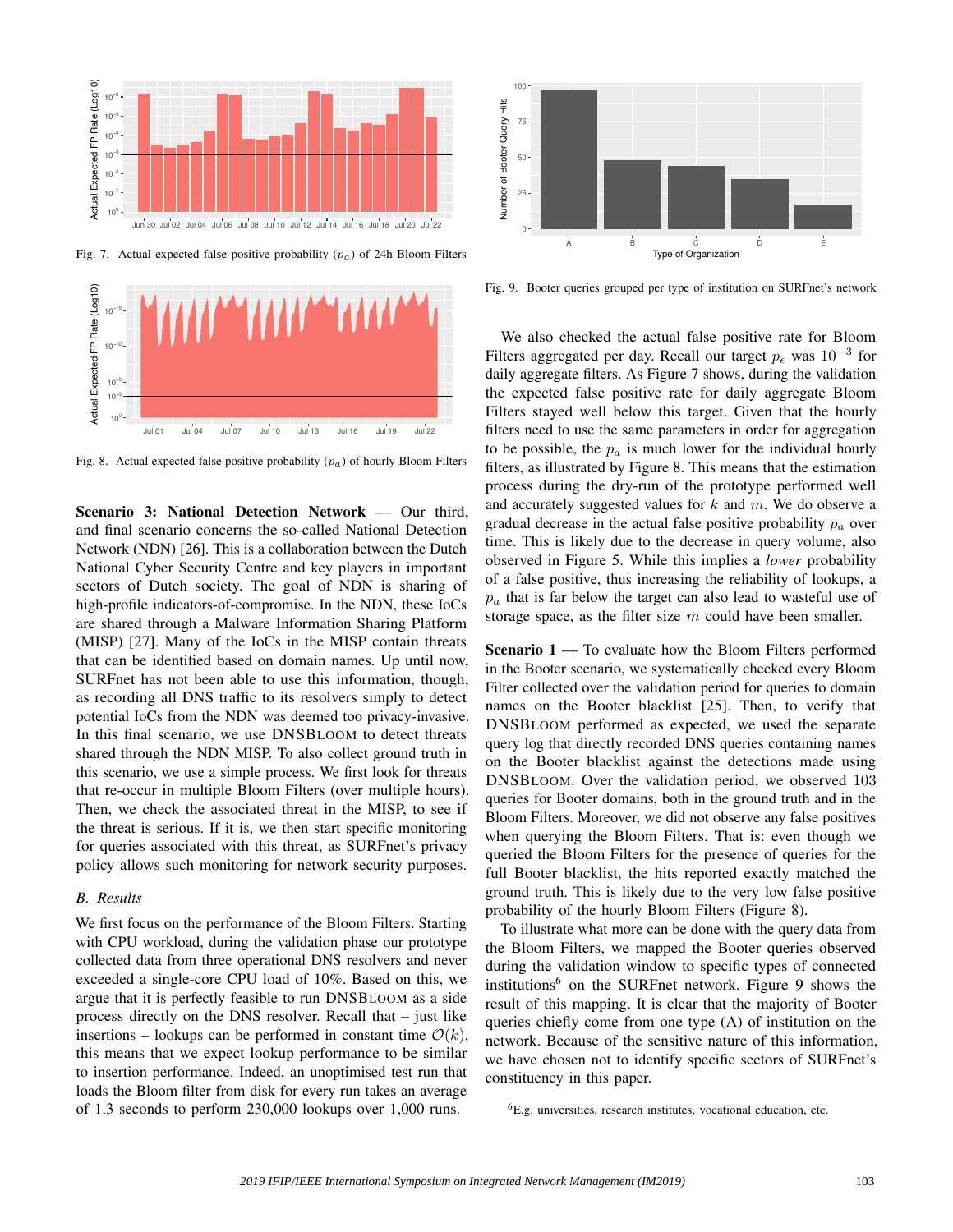Fig. 7. Actual expected false positive probability ($p_a$) of 24h Bloom Filters

Fig. 8. Actual expected false positive probability ($p_a$) of hourly Bloom Filters

**Scenario 3: National Detection Network** — Our third, and final scenario concerns the so-called National Detection Network (NDN) [26]. This is a collaboration between the Dutch National Cyber Security Centre and key players in important sectors of Dutch society. The goal of NDN is sharing of high-profile indicators-of-compromise. In the NDN, these IoCs are shared through a Malware Information Sharing Platform (MISP) [27]. Many of the IoCs in the MISP contain threats that can be identified based on domain names. Up until now, SURFnet has not been able to use this information, though, as recording all DNS traffic to its resolvers simply to detect potential IoCs from the NDN was deemed too privacy-invasive. In this final scenario, we use DNSBLOOM to detect threats shared through the NDN MISP. To also collect ground truth in this scenario, we use a simple process. We first look for threats that re-occur in multiple Bloom Filters (over multiple hours). Then, we check the associated threat in the MISP, to see if the threat is serious. If it is, we then start specific monitoring for queries associated with this threat, as SURFnet's privacy policy allows such monitoring for network security purposes.

### B. Results

We first focus on the performance of the Bloom Filters. Starting with CPU workload, during the validation phase our prototype collected data from three operational DNS resolvers and never exceeded a single-core CPU load of 10%. Based on this, we argue that it is perfectly feasible to run DNSBLOOM as a side process directly on the DNS resolver. Recall that – just like insertions – lookups can be performed in constant time $\mathcal{O}(k)$, this means that we expect lookup performance to be similar to insertion performance. Indeed, an unoptimised test run that loads the Bloom filter from disk for every run takes an average of 1.3 seconds to perform 230,000 lookups over 1,000 runs.

Fig. 9. Booter queries grouped per type of institution on SURFnet's network

We also checked the actual false positive rate for Bloom Filters aggregated per day. Recall our target $p_\epsilon$ was $10^{-3}$ for daily aggregate filters. As Figure 7 shows, during the validation the expected false positive rate for daily aggregate Bloom Filters stayed well below this target. Given that the hourly filters need to use the same parameters in order for aggregation to be possible, the $p_a$ is much lower for the individual hourly filters, as illustrated by Figure 8. This means that the estimation process during the dry-run of the prototype performed well and accurately suggested values for $k$ and $m$. We do observe a gradual decrease in the actual false positive probability $p_a$ over time. This is likely due to the decrease in query volume, also observed in Figure 5. While this implies a *lower* probability of a false positive, thus increasing the reliability of lookups, a $p_a$ that is far below the target can also lead to wasteful use of storage space, as the filter size $m$ could have been smaller.

**Scenario 1** — To evaluate how the Bloom Filters performed in the Booter scenario, we systematically checked every Bloom Filter collected over the validation period for queries to domain names on the Booter blacklist [25]. Then, to verify that DNSBLOOM performed as expected, we used the separate query log that directly recorded DNS queries containing names on the Booter blacklist against the detections made using DNSBLOOM. Over the validation period, we observed 103 queries for Booter domains, both in the ground truth and in the Bloom Filters. Moreover, we did not observe any false positives when querying the Bloom Filters. That is: even though we queried the Bloom Filters for the presence of queries for the full Booter blacklist, the hits reported exactly matched the ground truth. This is likely due to the very low false positive probability of the hourly Bloom Filters (Figure 8).

To illustrate what more can be done with the query data from the Bloom Filters, we mapped the Booter queries observed during the validation window to specific types of connected institutions[6] on the SURFnet network. Figure 9 shows the result of this mapping. It is clear that the majority of Booter queries chiefly come from one type (A) of institution on the network. Because of the sensitive nature of this information, we have chosen not to identify specific sectors of SURFnet's constituency in this paper.

[6]E.g. universities, research institutes, vocational education, etc.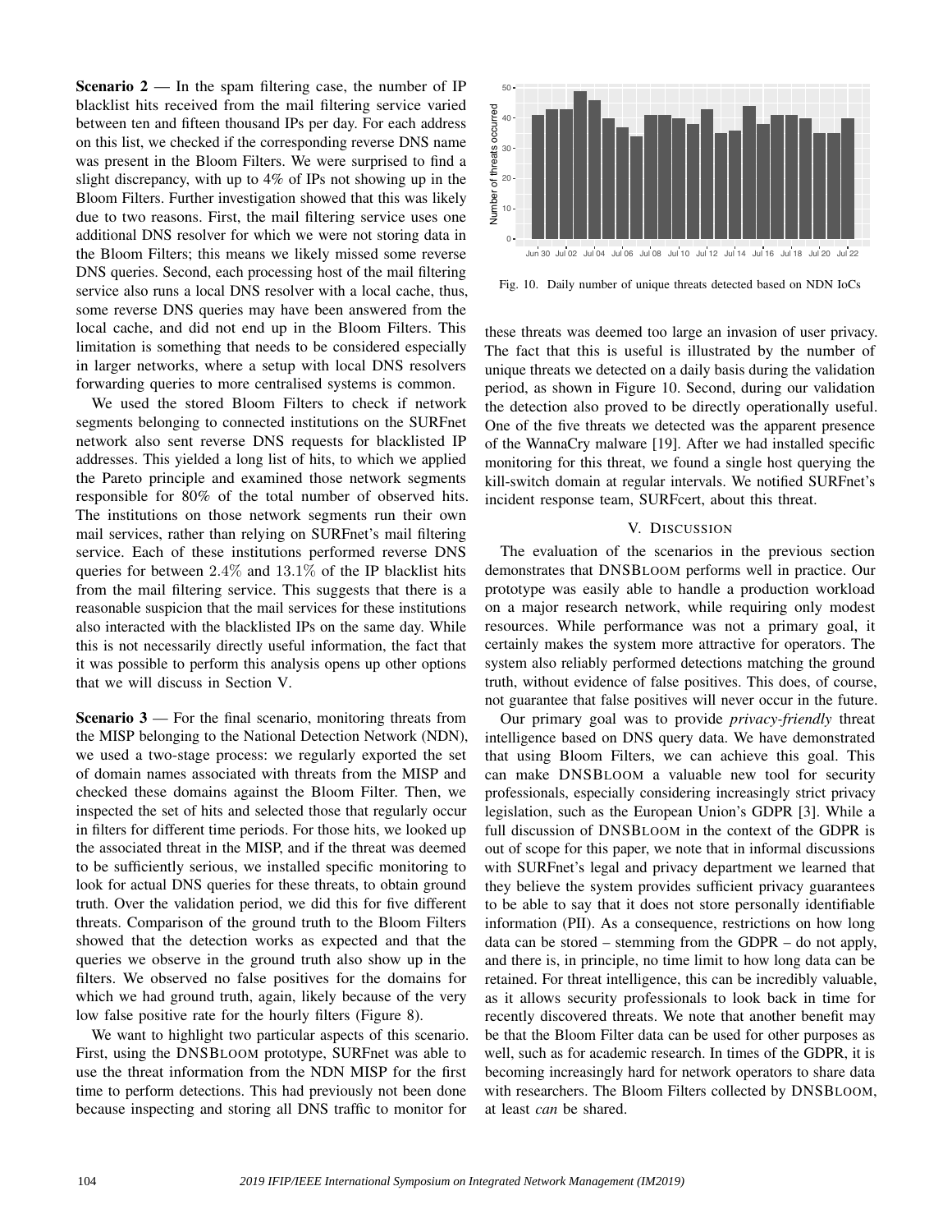**Scenario 2** — In the spam filtering case, the number of IP blacklist hits received from the mail filtering service varied between ten and fifteen thousand IPs per day. For each address on this list, we checked if the corresponding reverse DNS name was present in the Bloom Filters. We were surprised to find a slight discrepancy, with up to 4% of IPs not showing up in the Bloom Filters. Further investigation showed that this was likely due to two reasons. First, the mail filtering service uses one additional DNS resolver for which we were not storing data in the Bloom Filters; this means we likely missed some reverse DNS queries. Second, each processing host of the mail filtering service also runs a local DNS resolver with a local cache, thus, some reverse DNS queries may have been answered from the local cache, and did not end up in the Bloom Filters. This limitation is something that needs to be considered especially in larger networks, where a setup with local DNS resolvers forwarding queries to more centralised systems is common.

We used the stored Bloom Filters to check if network segments belonging to connected institutions on the SURFnet network also sent reverse DNS requests for blacklisted IP addresses. This yielded a long list of hits, to which we applied the Pareto principle and examined those network segments responsible for 80% of the total number of observed hits. The institutions on those network segments run their own mail services, rather than relying on SURFnet's mail filtering service. Each of these institutions performed reverse DNS queries for between $2.4\%$ and $13.1\%$ of the IP blacklist hits from the mail filtering service. This suggests that there is a reasonable suspicion that the mail services for these institutions also interacted with the blacklisted IPs on the same day. While this is not necessarily directly useful information, the fact that it was possible to perform this analysis opens up other options that we will discuss in Section V.

**Scenario 3** — For the final scenario, monitoring threats from the MISP belonging to the National Detection Network (NDN), we used a two-stage process: we regularly exported the set of domain names associated with threats from the MISP and checked these domains against the Bloom Filter. Then, we inspected the set of hits and selected those that regularly occur in filters for different time periods. For those hits, we looked up the associated threat in the MISP, and if the threat was deemed to be sufficiently serious, we installed specific monitoring to look for actual DNS queries for these threats, to obtain ground truth. Over the validation period, we did this for five different threats. Comparison of the ground truth to the Bloom Filters showed that the detection works as expected and that the queries we observe in the ground truth also show up in the filters. We observed no false positives for the domains for which we had ground truth, again, likely because of the very low false positive rate for the hourly filters (Figure 8).

We want to highlight two particular aspects of this scenario. First, using the DNSBloom prototype, SURFnet was able to use the threat information from the NDN MISP for the first time to perform detections. This had previously not been done because inspecting and storing all DNS traffic to monitor for these threats was deemed too large an invasion of user privacy. The fact that this is useful is illustrated by the number of unique threats we detected on a daily basis during the validation period, as shown in Figure 10. Second, during our validation the detection also proved to be directly operationally useful. One of the five threats we detected was the apparent presence of the WannaCry malware [19]. After we had installed specific monitoring for this threat, we found a single host querying the kill-switch domain at regular intervals. We notified SURFnet's incident response team, SURFcert, about this threat.

Fig. 10. Daily number of unique threats detected based on NDN IoCs

## V. Discussion

The evaluation of the scenarios in the previous section demonstrates that DNSBloom performs well in practice. Our prototype was easily able to handle a production workload on a major research network, while requiring only modest resources. While performance was not a primary goal, it certainly makes the system more attractive for operators. The system also reliably performed detections matching the ground truth, without evidence of false positives. This does, of course, not guarantee that false positives will never occur in the future.

Our primary goal was to provide *privacy-friendly* threat intelligence based on DNS query data. We have demonstrated that using Bloom Filters, we can achieve this goal. This can make DNSBloom a valuable new tool for security professionals, especially considering increasingly strict privacy legislation, such as the European Union's GDPR [3]. While a full discussion of DNSBloom in the context of the GDPR is out of scope for this paper, we note that in informal discussions with SURFnet's legal and privacy department we learned that they believe the system provides sufficient privacy guarantees to be able to say that it does not store personally identifiable information (PII). As a consequence, restrictions on how long data can be stored – stemming from the GDPR – do not apply, and there is, in principle, no time limit to how long data can be retained. For threat intelligence, this can be incredibly valuable, as it allows security professionals to look back in time for recently discovered threats. We note that another benefit may be that the Bloom Filter data can be used for other purposes as well, such as for academic research. In times of the GDPR, it is becoming increasingly hard for network operators to share data with researchers. The Bloom Filters collected by DNSBloom, at least *can* be shared.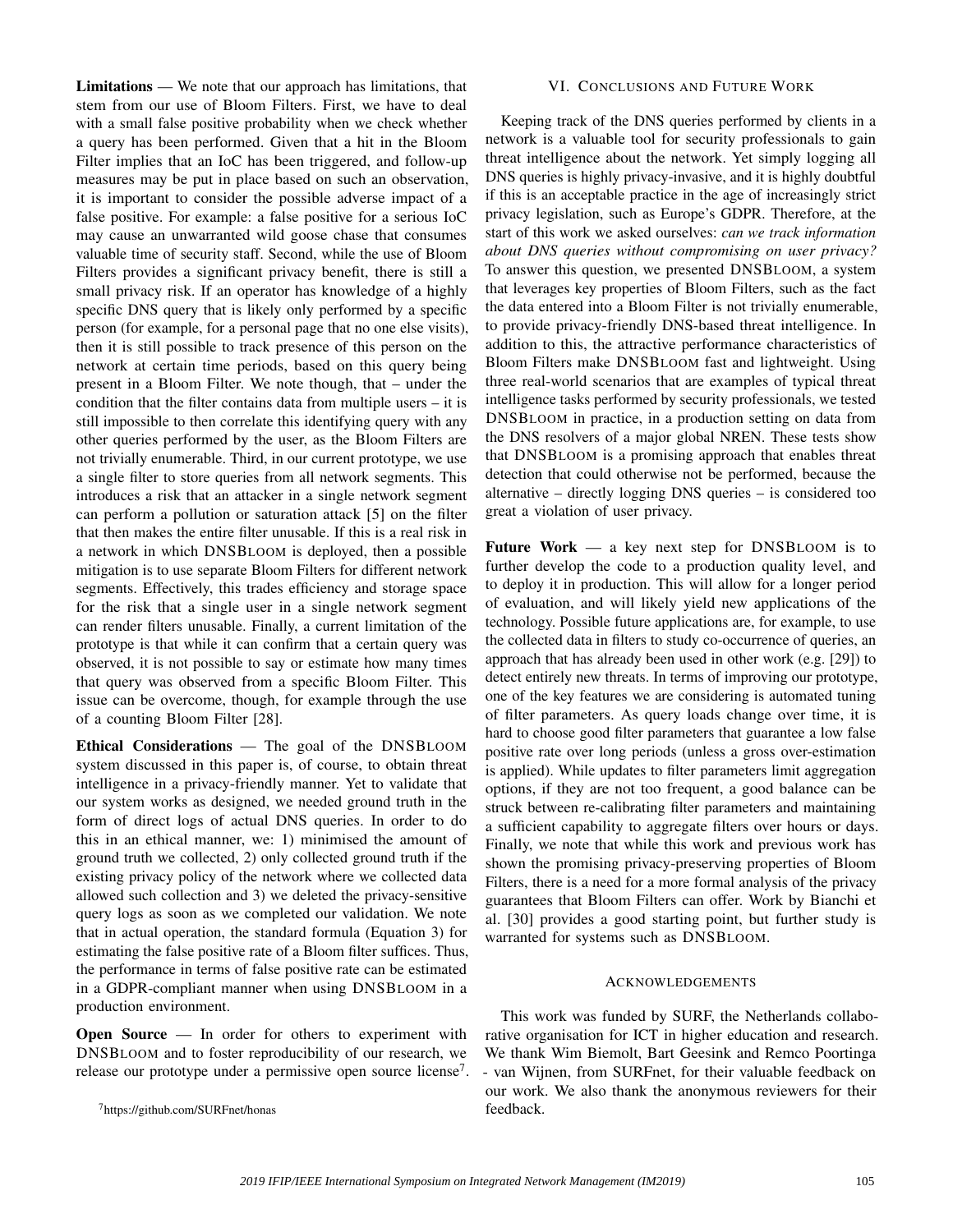**Limitations** — We note that our approach has limitations, that stem from our use of Bloom Filters. First, we have to deal with a small false positive probability when we check whether a query has been performed. Given that a hit in the Bloom Filter implies that an IoC has been triggered, and follow-up measures may be put in place based on such an observation, it is important to consider the possible adverse impact of a false positive. For example: a false positive for a serious IoC may cause an unwarranted wild goose chase that consumes valuable time of security staff. Second, while the use of Bloom Filters provides a significant privacy benefit, there is still a small privacy risk. If an operator has knowledge of a highly specific DNS query that is likely only performed by a specific person (for example, for a personal page that no one else visits), then it is still possible to track presence of this person on the network at certain time periods, based on this query being present in a Bloom Filter. We note though, that – under the condition that the filter contains data from multiple users – it is still impossible to then correlate this identifying query with any other queries performed by the user, as the Bloom Filters are not trivially enumerable. Third, in our current prototype, we use a single filter to store queries from all network segments. This introduces a risk that an attacker in a single network segment can perform a pollution or saturation attack [5] on the filter that then makes the entire filter unusable. If this is a real risk in a network in which DNSBLOOM is deployed, then a possible mitigation is to use separate Bloom Filters for different network segments. Effectively, this trades efficiency and storage space for the risk that a single user in a single network segment can render filters unusable. Finally, a current limitation of the prototype is that while it can confirm that a certain query was observed, it is not possible to say or estimate how many times that query was observed from a specific Bloom Filter. This issue can be overcome, though, for example through the use of a counting Bloom Filter [28].

**Ethical Considerations** — The goal of the DNSBLOOM system discussed in this paper is, of course, to obtain threat intelligence in a privacy-friendly manner. Yet to validate that our system works as designed, we needed ground truth in the form of direct logs of actual DNS queries. In order to do this in an ethical manner, we: 1) minimised the amount of ground truth we collected, 2) only collected ground truth if the existing privacy policy of the network where we collected data allowed such collection and 3) we deleted the privacy-sensitive query logs as soon as we completed our validation. We note that in actual operation, the standard formula (Equation 3) for estimating the false positive rate of a Bloom filter suffices. Thus, the performance in terms of false positive rate can be estimated in a GDPR-compliant manner when using DNSBLOOM in a production environment.

**Open Source** — In order for others to experiment with DNSBLOOM and to foster reproducibility of our research, we release our prototype under a permissive open source license[7].

[7]https://github.com/SURFnet/honas

## VI. Conclusions and Future Work

Keeping track of the DNS queries performed by clients in a network is a valuable tool for security professionals to gain threat intelligence about the network. Yet simply logging all DNS queries is highly privacy-invasive, and it is highly doubtful if this is an acceptable practice in the age of increasingly strict privacy legislation, such as Europe's GDPR. Therefore, at the start of this work we asked ourselves: *can we track information about DNS queries without compromising on user privacy?* To answer this question, we presented DNSBLOOM, a system that leverages key properties of Bloom Filters, such as the fact the data entered into a Bloom Filter is not trivially enumerable, to provide privacy-friendly DNS-based threat intelligence. In addition to this, the attractive performance characteristics of Bloom Filters make DNSBLOOM fast and lightweight. Using three real-world scenarios that are examples of typical threat intelligence tasks performed by security professionals, we tested DNSBLOOM in practice, in a production setting on data from the DNS resolvers of a major global NREN. These tests show that DNSBLOOM is a promising approach that enables threat detection that could otherwise not be performed, because the alternative – directly logging DNS queries – is considered too great a violation of user privacy.

**Future Work** — a key next step for DNSBLOOM is to further develop the code to a production quality level, and to deploy it in production. This will allow for a longer period of evaluation, and will likely yield new applications of the technology. Possible future applications are, for example, to use the collected data in filters to study co-occurrence of queries, an approach that has already been used in other work (e.g. [29]) to detect entirely new threats. In terms of improving our prototype, one of the key features we are considering is automated tuning of filter parameters. As query loads change over time, it is hard to choose good filter parameters that guarantee a low false positive rate over long periods (unless a gross over-estimation is applied). While updates to filter parameters limit aggregation options, if they are not too frequent, a good balance can be struck between re-calibrating filter parameters and maintaining a sufficient capability to aggregate filters over hours or days. Finally, we note that while this work and previous work has shown the promising privacy-preserving properties of Bloom Filters, there is a need for a more formal analysis of the privacy guarantees that Bloom Filters can offer. Work by Bianchi et al. [30] provides a good starting point, but further study is warranted for systems such as DNSBLOOM.

## Acknowledgements

This work was funded by SURF, the Netherlands collaborative organisation for ICT in higher education and research. We thank Wim Biemolt, Bart Geesink and Remco Poortinga - van Wijnen, from SURFnet, for their valuable feedback on our work. We also thank the anonymous reviewers for their feedback.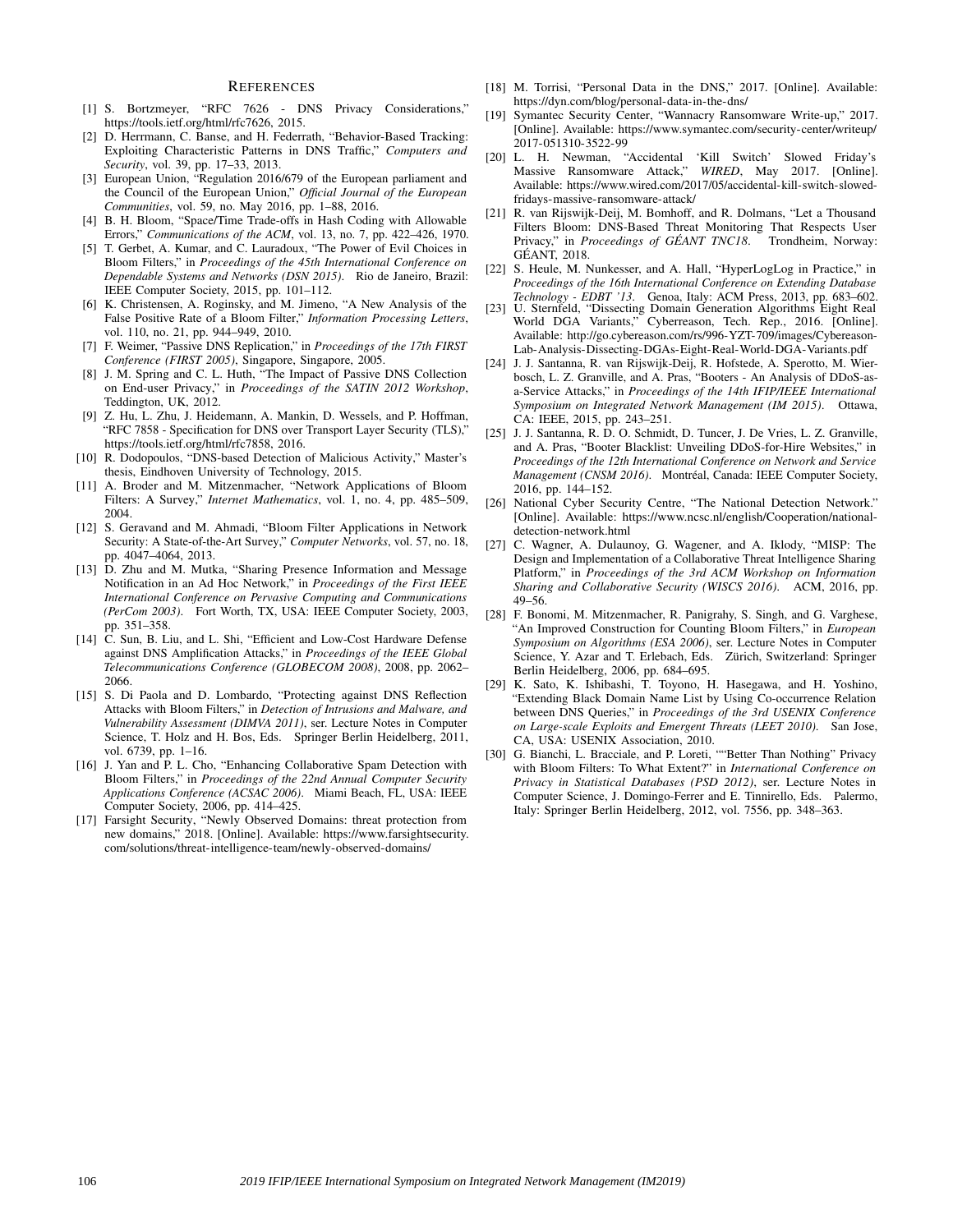## References

[1] S. Bortzmeyer, "RFC 7626 - DNS Privacy Considerations," https://tools.ietf.org/html/rfc7626, 2015.

[2] D. Herrmann, C. Banse, and H. Federrath, "Behavior-Based Tracking: Exploiting Characteristic Patterns in DNS Traffic," *Computers and Security*, vol. 39, pp. 17–33, 2013.

[3] European Union, "Regulation 2016/679 of the European parliament and the Council of the European Union," *Official Journal of the European Communities*, vol. 59, no. May 2016, pp. 1–88, 2016.

[4] B. H. Bloom, "Space/Time Trade-offs in Hash Coding with Allowable Errors," *Communications of the ACM*, vol. 13, no. 7, pp. 422–426, 1970.

[5] T. Gerbet, A. Kumar, and C. Lauradoux, "The Power of Evil Choices in Bloom Filters," in *Proceedings of the 45th International Conference on Dependable Systems and Networks (DSN 2015)*. Rio de Janeiro, Brazil: IEEE Computer Society, 2015, pp. 101–112.

[6] K. Christensen, A. Roginsky, and M. Jimeno, "A New Analysis of the False Positive Rate of a Bloom Filter," *Information Processing Letters*, vol. 110, no. 21, pp. 944–949, 2010.

[7] F. Weimer, "Passive DNS Replication," in *Proceedings of the 17th FIRST Conference (FIRST 2005)*, Singapore, Singapore, 2005.

[8] J. M. Spring and C. L. Huth, "The Impact of Passive DNS Collection on End-user Privacy," in *Proceedings of the SATIN 2012 Workshop*, Teddington, UK, 2012.

[9] Z. Hu, L. Zhu, J. Heidemann, A. Mankin, D. Wessels, and P. Hoffman, "RFC 7858 - Specification for DNS over Transport Layer Security (TLS)," https://tools.ietf.org/html/rfc7858, 2016.

[10] R. Dodopoulos, "DNS-based Detection of Malicious Activity," Master's thesis, Eindhoven University of Technology, 2015.

[11] A. Broder and M. Mitzenmacher, "Network Applications of Bloom Filters: A Survey," *Internet Mathematics*, vol. 1, no. 4, pp. 485–509, 2004.

[12] S. Geravand and M. Ahmadi, "Bloom Filter Applications in Network Security: A State-of-the-Art Survey," *Computer Networks*, vol. 57, no. 18, pp. 4047–4064, 2013.

[13] D. Zhu and M. Mutka, "Sharing Presence Information and Message Notification in an Ad Hoc Network," in *Proceedings of the First IEEE International Conference on Pervasive Computing and Communications (PerCom 2003)*. Fort Worth, TX, USA: IEEE Computer Society, 2003, pp. 351–358.

[14] C. Sun, B. Liu, and L. Shi, "Efficient and Low-Cost Hardware Defense against DNS Amplification Attacks," in *Proceedings of the IEEE Global Telecommunications Conference (GLOBECOM 2008)*, 2008, pp. 2062–2066.

[15] S. Di Paola and D. Lombardo, "Protecting against DNS Reflection Attacks with Bloom Filters," in *Detection of Intrusions and Malware, and Vulnerability Assessment (DIMVA 2011)*, ser. Lecture Notes in Computer Science, T. Holz and H. Bos, Eds. Springer Berlin Heidelberg, 2011, vol. 6739, pp. 1–16.

[16] J. Yan and P. L. Cho, "Enhancing Collaborative Spam Detection with Bloom Filters," in *Proceedings of the 22nd Annual Computer Security Applications Conference (ACSAC 2006)*. Miami Beach, FL, USA: IEEE Computer Society, 2006, pp. 414–425.

[17] Farsight Security, "Newly Observed Domains: threat protection from new domains," 2018. [Online]. Available: https://www.farsightsecurity.com/solutions/threat-intelligence-team/newly-observed-domains/

[18] M. Torrisi, "Personal Data in the DNS," 2017. [Online]. Available: https://dyn.com/blog/personal-data-in-the-dns/

[19] Symantec Security Center, "Wannacry Ransomware Write-up," 2017. [Online]. Available: https://www.symantec.com/security-center/writeup/2017-051310-3522-99

[20] L. H. Newman, "Accidental 'Kill Switch' Slowed Friday's Massive Ransomware Attack," *WIRED*, May 2017. [Online]. Available: https://www.wired.com/2017/05/accidental-kill-switch-slowed-fridays-massive-ransomware-attack/

[21] R. van Rijswijk-Deij, M. Bomhoff, and R. Dolmans, "Let a Thousand Filters Bloom: DNS-Based Threat Monitoring That Respects User Privacy," in *Proceedings of GÉANT TNC18*. Trondheim, Norway: GÉANT, 2018.

[22] S. Heule, M. Nunkesser, and A. Hall, "HyperLogLog in Practice," in *Proceedings of the 16th International Conference on Extending Database Technology - EDBT '13*. Genoa, Italy: ACM Press, 2013, pp. 683–602.

[23] U. Sternfeld, "Dissecting Domain Generation Algorithms Eight Real World DGA Variants," Cyberreason, Tech. Rep., 2016. [Online]. Available: http://go.cybereason.com/rs/996-YZT-709/images/Cybereason-Lab-Analysis-Dissecting-DGAs-Eight-Real-World-DGA-Variants.pdf

[24] J. J. Santanna, R. van Rijswijk-Deij, R. Hofstede, A. Sperotto, M. Wierbosch, L. Z. Granville, and A. Pras, "Booters - An Analysis of DDoS-as-a-Service Attacks," in *Proceedings of the 14th IFIP/IEEE International Symposium on Integrated Network Management (IM 2015)*. Ottawa, CA: IEEE, 2015, pp. 243–251.

[25] J. J. Santanna, R. D. O. Schmidt, D. Tuncer, J. De Vries, L. Z. Granville, and A. Pras, "Booter Blacklist: Unveiling DDoS-for-Hire Websites," in *Proceedings of the 12th International Conference on Network and Service Management (CNSM 2016)*. Montréal, Canada: IEEE Computer Society, 2016, pp. 144–152.

[26] National Cyber Security Centre, "The National Detection Network." [Online]. Available: https://www.ncsc.nl/english/Cooperation/national-detection-network.html

[27] C. Wagner, A. Dulaunoy, G. Wagener, and A. Iklody, "MISP: The Design and Implementation of a Collaborative Threat Intelligence Sharing Platform," in *Proceedings of the 3rd ACM Workshop on Information Sharing and Collaborative Security (WISCS 2016)*. ACM, 2016, pp. 49–56.

[28] F. Bonomi, M. Mitzenmacher, R. Panigrahy, S. Singh, and G. Varghese, "An Improved Construction for Counting Bloom Filters," in *European Symposium on Algorithms (ESA 2006)*, ser. Lecture Notes in Computer Science, Y. Azar and T. Erlebach, Eds. Zürich, Switzerland: Springer Berlin Heidelberg, 2006, pp. 684–695.

[29] K. Sato, K. Ishibashi, T. Toyono, H. Hasegawa, and H. Yoshino, "Extending Black Domain Name List by Using Co-occurrence Relation between DNS Queries," in *Proceedings of the 3rd USENIX Conference on Large-scale Exploits and Emergent Threats (LEET 2010)*. San Jose, CA, USA: USENIX Association, 2010.

[30] G. Bianchi, L. Bracciale, and P. Loreti, ""Better Than Nothing" Privacy with Bloom Filters: To What Extent?" in *International Conference on Privacy in Statistical Databases (PSD 2012)*, ser. Lecture Notes in Computer Science, J. Domingo-Ferrer and E. Tinnirello, Eds. Palermo, Italy: Springer Berlin Heidelberg, 2012, vol. 7556, pp. 348–363.